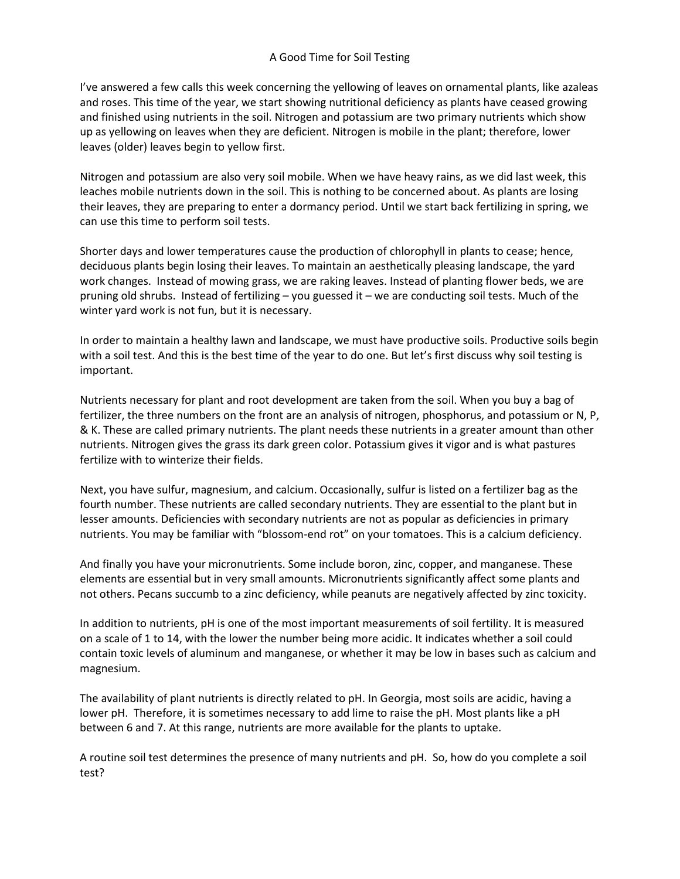# A Good Time for Soil Testing

I've answered a few calls this week concerning the yellowing of leaves on ornamental plants, like azaleas and roses. This time of the year, we start showing nutritional deficiency as plants have ceased growing and finished using nutrients in the soil. Nitrogen and potassium are two primary nutrients which show up as yellowing on leaves when they are deficient. Nitrogen is mobile in the plant; therefore, lower leaves (older) leaves begin to yellow first.

Nitrogen and potassium are also very soil mobile. When we have heavy rains, as we did last week, this leaches mobile nutrients down in the soil. This is nothing to be concerned about. As plants are losing their leaves, they are preparing to enter a dormancy period. Until we start back fertilizing in spring, we can use this time to perform soil tests.

Shorter days and lower temperatures cause the production of chlorophyll in plants to cease; hence, deciduous plants begin losing their leaves. To maintain an aesthetically pleasing landscape, the yard work changes. Instead of mowing grass, we are raking leaves. Instead of planting flower beds, we are pruning old shrubs. Instead of fertilizing – you guessed it – we are conducting soil tests. Much of the winter yard work is not fun, but it is necessary.

In order to maintain a healthy lawn and landscape, we must have productive soils. Productive soils begin with a soil test. And this is the best time of the year to do one. But let's first discuss why soil testing is important.

Nutrients necessary for plant and root development are taken from the soil. When you buy a bag of fertilizer, the three numbers on the front are an analysis of nitrogen, phosphorus, and potassium or N, P, & K. These are called primary nutrients. The plant needs these nutrients in a greater amount than other nutrients. Nitrogen gives the grass its dark green color. Potassium gives it vigor and is what pastures fertilize with to winterize their fields.

Next, you have sulfur, magnesium, and calcium. Occasionally, sulfur is listed on a fertilizer bag as the fourth number. These nutrients are called secondary nutrients. They are essential to the plant but in lesser amounts. Deficiencies with secondary nutrients are not as popular as deficiencies in primary nutrients. You may be familiar with "blossom-end rot" on your tomatoes. This is a calcium deficiency.

And finally you have your micronutrients. Some include boron, zinc, copper, and manganese. These elements are essential but in very small amounts. Micronutrients significantly affect some plants and not others. Pecans succumb to a zinc deficiency, while peanuts are negatively affected by zinc toxicity.

In addition to nutrients, pH is one of the most important measurements of soil fertility. It is measured on a scale of 1 to 14, with the lower the number being more acidic. It indicates whether a soil could contain toxic levels of aluminum and manganese, or whether it may be low in bases such as calcium and magnesium.

The availability of plant nutrients is directly related to pH. In Georgia, most soils are acidic, having a lower pH. Therefore, it is sometimes necessary to add lime to raise the pH. Most plants like a pH between 6 and 7. At this range, nutrients are more available for the plants to uptake.

A routine soil test determines the presence of many nutrients and pH. So, how do you complete a soil test?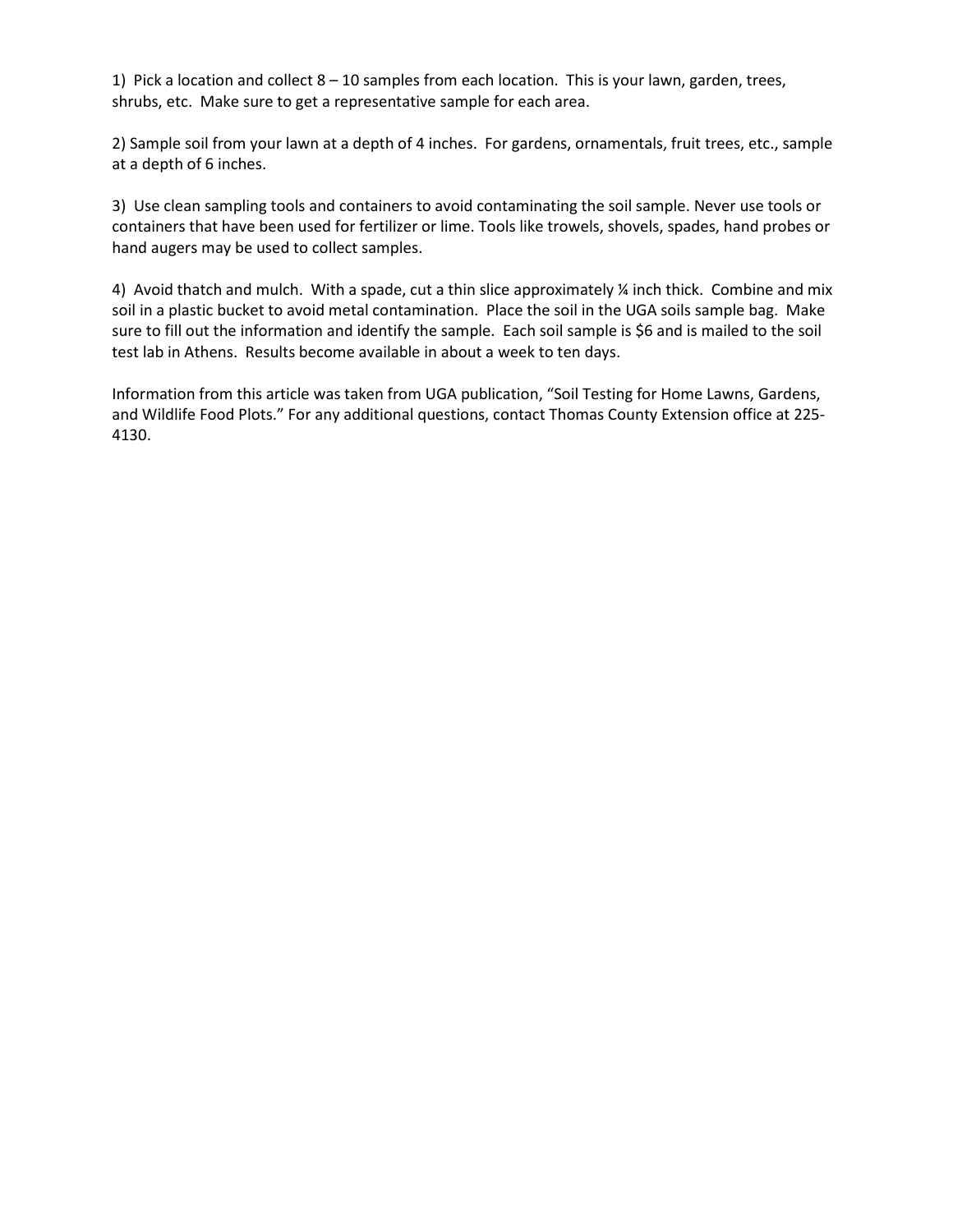1) Pick a location and collect 8 – 10 samples from each location. This is your lawn, garden, trees, shrubs, etc. Make sure to get a representative sample for each area.

2) Sample soil from your lawn at a depth of 4 inches. For gardens, ornamentals, fruit trees, etc., sample at a depth of 6 inches.

3) Use clean sampling tools and containers to avoid contaminating the soil sample. Never use tools or containers that have been used for fertilizer or lime. Tools like trowels, shovels, spades, hand probes or hand augers may be used to collect samples.

4) Avoid thatch and mulch. With a spade, cut a thin slice approximately ¼ inch thick. Combine and mix soil in a plastic bucket to avoid metal contamination. Place the soil in the UGA soils sample bag. Make sure to fill out the information and identify the sample. Each soil sample is $6 and is mailed to the soil test lab in Athens. Results become available in about a week to ten days.

Information from this article was taken from UGA publication, "Soil Testing for Home Lawns, Gardens, and Wildlife Food Plots." For any additional questions, contact Thomas County Extension office at 225-4130.